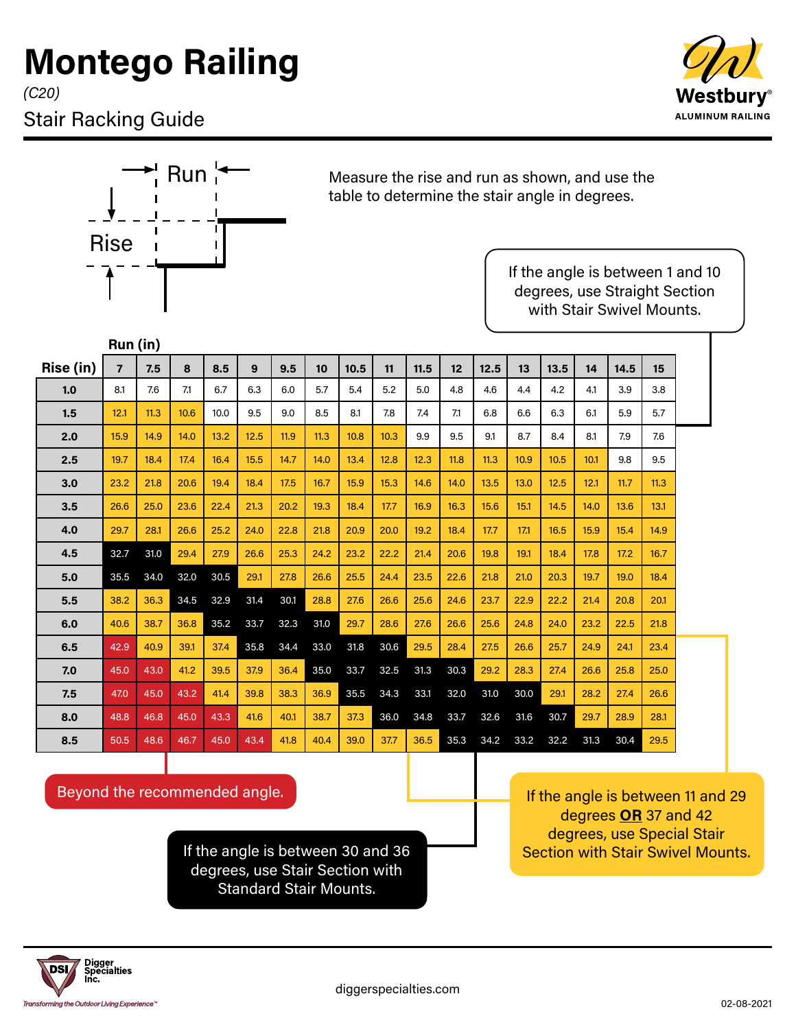# Montego Railing

*(C20)*

## Stair Racking Guide

Westbury® ALUMINUM RAILING

Run

Rise

Measure the rise and run as shown, and use the table to determine the stair angle in degrees.

If the angle is between 1 and 10 degrees, use Straight Section with Stair Swivel Mounts.

| Rise (in) \ Run (in) | 7 | 7.5 | 8 | 8.5 | 9 | 9.5 | 10 | 10.5 | 11 | 11.5 | 12 | 12.5 | 13 | 13.5 | 14 | 14.5 | 15 |
|---|---|---|---|---|---|---|---|---|---|---|---|---|---|---|---|---|---|
| 1.0 | 8.1 | 7.6 | 7.1 | 6.7 | 6.3 | 6.0 | 5.7 | 5.4 | 5.2 | 5.0 | 4.8 | 4.6 | 4.4 | 4.2 | 4.1 | 3.9 | 3.8 |
| 1.5 | 12.1 | 11.3 | 10.6 | 10.0 | 9.5 | 9.0 | 8.5 | 8.1 | 7.8 | 7.4 | 7.1 | 6.8 | 6.6 | 6.3 | 6.1 | 5.9 | 5.7 |
| 2.0 | 15.9 | 14.9 | 14.0 | 13.2 | 12.5 | 11.9 | 11.3 | 10.8 | 10.3 | 9.9 | 9.5 | 9.1 | 8.7 | 8.4 | 8.1 | 7.9 | 7.6 |
| 2.5 | 19.7 | 18.4 | 17.4 | 16.4 | 15.5 | 14.7 | 14.0 | 13.4 | 12.8 | 12.3 | 11.8 | 11.3 | 10.9 | 10.5 | 10.1 | 9.8 | 9.5 |
| 3.0 | 23.2 | 21.8 | 20.6 | 19.4 | 18.4 | 17.5 | 16.7 | 15.9 | 15.3 | 14.6 | 14.0 | 13.5 | 13.0 | 12.5 | 12.1 | 11.7 | 11.3 |
| 3.5 | 26.6 | 25.0 | 23.6 | 22.4 | 21.3 | 20.2 | 19.3 | 18.4 | 17.7 | 16.9 | 16.3 | 15.6 | 15.1 | 14.5 | 14.0 | 13.6 | 13.1 |
| 4.0 | 29.7 | 28.1 | 26.6 | 25.2 | 24.0 | 22.8 | 21.8 | 20.9 | 20.0 | 19.2 | 18.4 | 17.7 | 17.1 | 16.5 | 15.9 | 15.4 | 14.9 |
| 4.5 | 32.7 | 31.0 | 29.4 | 27.9 | 26.6 | 25.3 | 24.2 | 23.2 | 22.2 | 21.4 | 20.6 | 19.8 | 19.1 | 18.4 | 17.8 | 17.2 | 16.7 |
| 5.0 | 35.5 | 34.0 | 32.0 | 30.5 | 29.1 | 27.8 | 26.6 | 25.5 | 24.4 | 23.5 | 22.6 | 21.8 | 21.0 | 20.3 | 19.7 | 19.0 | 18.4 |
| 5.5 | 38.2 | 36.3 | 34.5 | 32.9 | 31.4 | 30.1 | 28.8 | 27.6 | 26.6 | 25.6 | 24.6 | 23.7 | 22.9 | 22.2 | 21.4 | 20.8 | 20.1 |
| 6.0 | 40.6 | 38.7 | 36.8 | 35.2 | 33.7 | 32.3 | 31.0 | 29.7 | 28.6 | 27.6 | 26.6 | 25.6 | 24.8 | 24.0 | 23.2 | 22.5 | 21.8 |
| 6.5 | 42.9 | 40.9 | 39.1 | 37.4 | 35.8 | 34.4 | 33.0 | 31.8 | 30.6 | 29.5 | 28.4 | 27.5 | 26.6 | 25.7 | 24.9 | 24.1 | 23.4 |
| 7.0 | 45.0 | 43.0 | 41.2 | 39.5 | 37.9 | 36.4 | 35.0 | 33.7 | 32.5 | 31.3 | 30.3 | 29.2 | 28.3 | 27.4 | 26.6 | 25.8 | 25.0 |
| 7.5 | 47.0 | 45.0 | 43.2 | 41.4 | 39.8 | 38.3 | 36.9 | 35.5 | 34.3 | 33.1 | 32.0 | 31.0 | 30.0 | 29.1 | 28.2 | 27.4 | 26.6 |
| 8.0 | 48.8 | 46.8 | 45.0 | 43.3 | 41.6 | 40.1 | 38.7 | 37.3 | 36.0 | 34.8 | 33.7 | 32.6 | 31.6 | 30.7 | 29.7 | 28.9 | 28.1 |
| 8.5 | 50.5 | 48.6 | 46.7 | 45.0 | 43.4 | 41.8 | 40.4 | 39.0 | 37.7 | 36.5 | 35.3 | 34.2 | 33.2 | 32.2 | 31.3 | 30.4 | 29.5 |

Beyond the recommended angle.

If the angle is between 30 and 36 degrees, use Stair Section with Standard Stair Mounts.

If the angle is between 11 and 29 degrees **OR** 37 and 42 degrees, use Special Stair Section with Stair Swivel Mounts.

Digger Specialties Inc.

*Transforming the Outdoor Living Experience™*

diggerspecialties.com

02-08-2021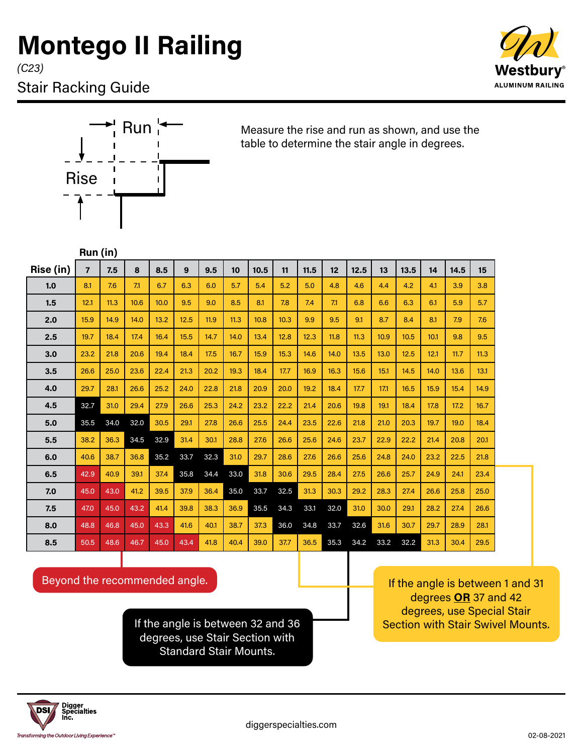# Montego II Railing

*(C23)*

Stair Racking Guide

Westbury®
ALUMINUM RAILING

Run

Rise

Measure the rise and run as shown, and use the table to determine the stair angle in degrees.

Run (in)

| Rise (in) | 7 | 7.5 | 8 | 8.5 | 9 | 9.5 | 10 | 10.5 | 11 | 11.5 | 12 | 12.5 | 13 | 13.5 | 14 | 14.5 | 15 |
|---|---|---|---|---|---|---|---|---|---|---|---|---|---|---|---|---|---|
| 1.0 | 8.1 | 7.6 | 7.1 | 6.7 | 6.3 | 6.0 | 5.7 | 5.4 | 5.2 | 5.0 | 4.8 | 4.6 | 4.4 | 4.2 | 4.1 | 3.9 | 3.8 |
| 1.5 | 12.1 | 11.3 | 10.6 | 10.0 | 9.5 | 9.0 | 8.5 | 8.1 | 7.8 | 7.4 | 7.1 | 6.8 | 6.6 | 6.3 | 6.1 | 5.9 | 5.7 |
| 2.0 | 15.9 | 14.9 | 14.0 | 13.2 | 12.5 | 11.9 | 11.3 | 10.8 | 10.3 | 9.9 | 9.5 | 9.1 | 8.7 | 8.4 | 8.1 | 7.9 | 7.6 |
| 2.5 | 19.7 | 18.4 | 17.4 | 16.4 | 15.5 | 14.7 | 14.0 | 13.4 | 12.8 | 12.3 | 11.8 | 11.3 | 10.9 | 10.5 | 10.1 | 9.8 | 9.5 |
| 3.0 | 23.2 | 21.8 | 20.6 | 19.4 | 18.4 | 17.5 | 16.7 | 15.9 | 15.3 | 14.6 | 14.0 | 13.5 | 13.0 | 12.5 | 12.1 | 11.7 | 11.3 |
| 3.5 | 26.6 | 25.0 | 23.6 | 22.4 | 21.3 | 20.2 | 19.3 | 18.4 | 17.7 | 16.9 | 16.3 | 15.6 | 15.1 | 14.5 | 14.0 | 13.6 | 13.1 |
| 4.0 | 29.7 | 28.1 | 26.6 | 25.2 | 24.0 | 22.8 | 21.8 | 20.9 | 20.0 | 19.2 | 18.4 | 17.7 | 17.1 | 16.5 | 15.9 | 15.4 | 14.9 |
| 4.5 | 32.7 | 31.0 | 29.4 | 27.9 | 26.6 | 25.3 | 24.2 | 23.2 | 22.2 | 21.4 | 20.6 | 19.8 | 19.1 | 18.4 | 17.8 | 17.2 | 16.7 |
| 5.0 | 35.5 | 34.0 | 32.0 | 30.5 | 29.1 | 27.8 | 26.6 | 25.5 | 24.4 | 23.5 | 22.6 | 21.8 | 21.0 | 20.3 | 19.7 | 19.0 | 18.4 |
| 5.5 | 38.2 | 36.3 | 34.5 | 32.9 | 31.4 | 30.1 | 28.8 | 27.6 | 26.6 | 25.6 | 24.6 | 23.7 | 22.9 | 22.2 | 21.4 | 20.8 | 20.1 |
| 6.0 | 40.6 | 38.7 | 36.8 | 35.2 | 33.7 | 32.3 | 31.0 | 29.7 | 28.6 | 27.6 | 26.6 | 25.6 | 24.8 | 24.0 | 23.2 | 22.5 | 21.8 |
| 6.5 | 42.9 | 40.9 | 39.1 | 37.4 | 35.8 | 34.4 | 33.0 | 31.8 | 30.6 | 29.5 | 28.4 | 27.5 | 26.6 | 25.7 | 24.9 | 24.1 | 23.4 |
| 7.0 | 45.0 | 43.0 | 41.2 | 39.5 | 37.9 | 36.4 | 35.0 | 33.7 | 32.5 | 31.3 | 30.3 | 29.2 | 28.3 | 27.4 | 26.6 | 25.8 | 25.0 |
| 7.5 | 47.0 | 45.0 | 43.2 | 41.4 | 39.8 | 38.3 | 36.9 | 35.5 | 34.3 | 33.1 | 32.0 | 31.0 | 30.0 | 29.1 | 28.2 | 27.4 | 26.6 |
| 8.0 | 48.8 | 46.8 | 45.0 | 43.3 | 41.6 | 40.1 | 38.7 | 37.3 | 36.0 | 34.8 | 33.7 | 32.6 | 31.6 | 30.7 | 29.7 | 28.9 | 28.1 |
| 8.5 | 50.5 | 48.6 | 46.7 | 45.0 | 43.4 | 41.8 | 40.4 | 39.0 | 37.7 | 36.5 | 35.3 | 34.2 | 33.2 | 32.2 | 31.3 | 30.4 | 29.5 |

Beyond the recommended angle.

If the angle is between 32 and 36 degrees, use Stair Section with Standard Stair Mounts.

If the angle is between 1 and 31 degrees **OR** 37 and 42 degrees, use Special Stair Section with Stair Swivel Mounts.

DSI Digger Specialties Inc.

*Transforming the Outdoor Living Experience™*

diggerspecialties.com

02-08-2021